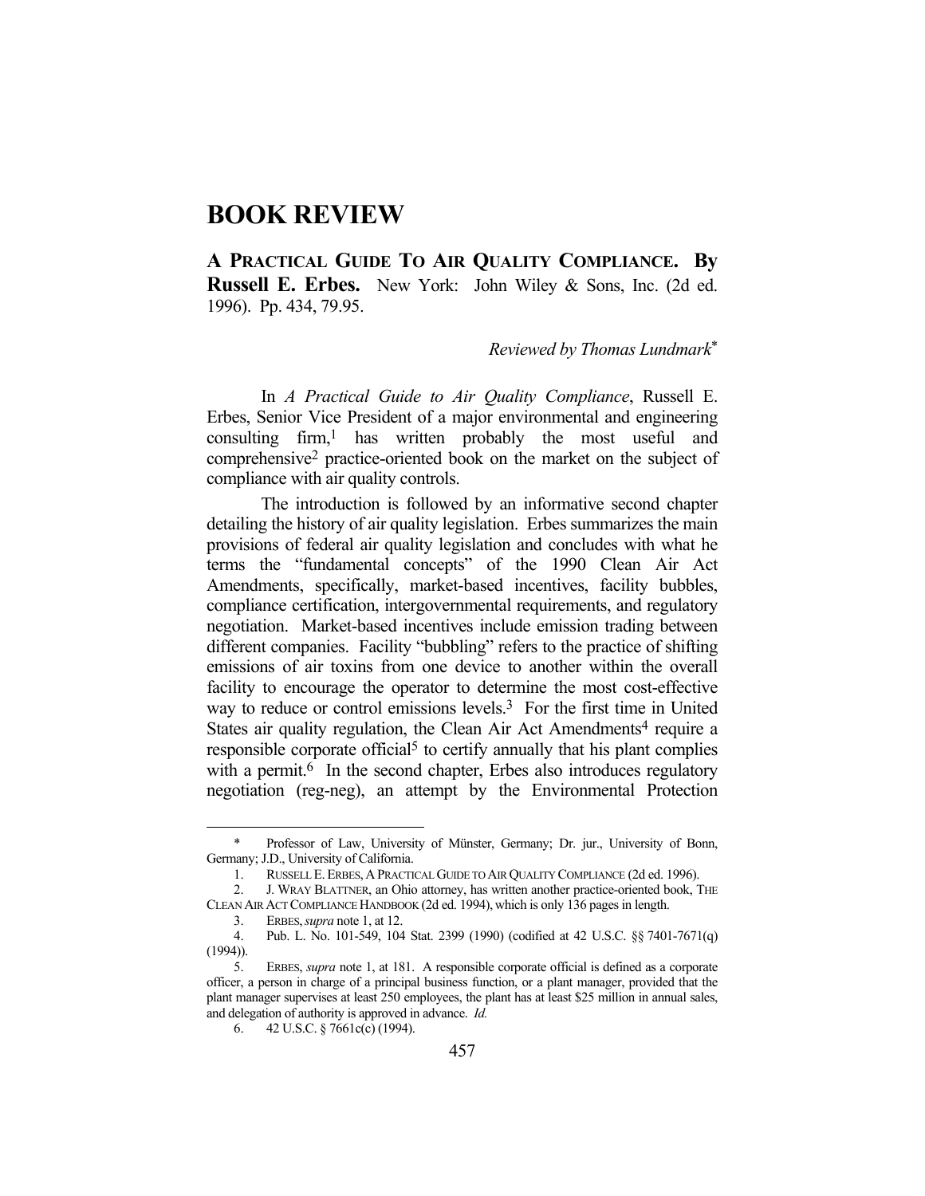# BOOK REVIEW

**A PRACTICAL GUIDE TO AIR QUALITY COMPLIANCE. By Russell E. Erbes.** New York: John Wiley & Sons, Inc. (2d ed. 1996). Pp. 434, 79.95.

*Reviewed by Thomas Lundmark*[*]

In *A Practical Guide to Air Quality Compliance*, Russell E. Erbes, Senior Vice President of a major environmental and engineering consulting firm,[1] has written probably the most useful and comprehensive[2] practice-oriented book on the market on the subject of compliance with air quality controls.

The introduction is followed by an informative second chapter detailing the history of air quality legislation. Erbes summarizes the main provisions of federal air quality legislation and concludes with what he terms the "fundamental concepts" of the 1990 Clean Air Act Amendments, specifically, market-based incentives, facility bubbles, compliance certification, intergovernmental requirements, and regulatory negotiation. Market-based incentives include emission trading between different companies. Facility "bubbling" refers to the practice of shifting emissions of air toxins from one device to another within the overall facility to encourage the operator to determine the most cost-effective way to reduce or control emissions levels.[3] For the first time in United States air quality regulation, the Clean Air Act Amendments[4] require a responsible corporate official[5] to certify annually that his plant complies with a permit.[6] In the second chapter, Erbes also introduces regulatory negotiation (reg-neg), an attempt by the Environmental Protection

---

\* Professor of Law, University of Münster, Germany; Dr. jur., University of Bonn, Germany; J.D., University of California.

1. RUSSELL E. ERBES, A PRACTICAL GUIDE TO AIR QUALITY COMPLIANCE (2d ed. 1996).

2. J. WRAY BLATTNER, an Ohio attorney, has written another practice-oriented book, THE CLEAN AIR ACT COMPLIANCE HANDBOOK (2d ed. 1994), which is only 136 pages in length.

3. ERBES, *supra* note 1, at 12.

4. Pub. L. No. 101-549, 104 Stat. 2399 (1990) (codified at 42 U.S.C. §§ 7401-7671(q) (1994)).

5. ERBES, *supra* note 1, at 181. A responsible corporate official is defined as a corporate officer, a person in charge of a principal business function, or a plant manager, provided that the plant manager supervises at least 250 employees, the plant has at least $25 million in annual sales, and delegation of authority is approved in advance. *Id.*

6. 42 U.S.C. § 7661c(c) (1994).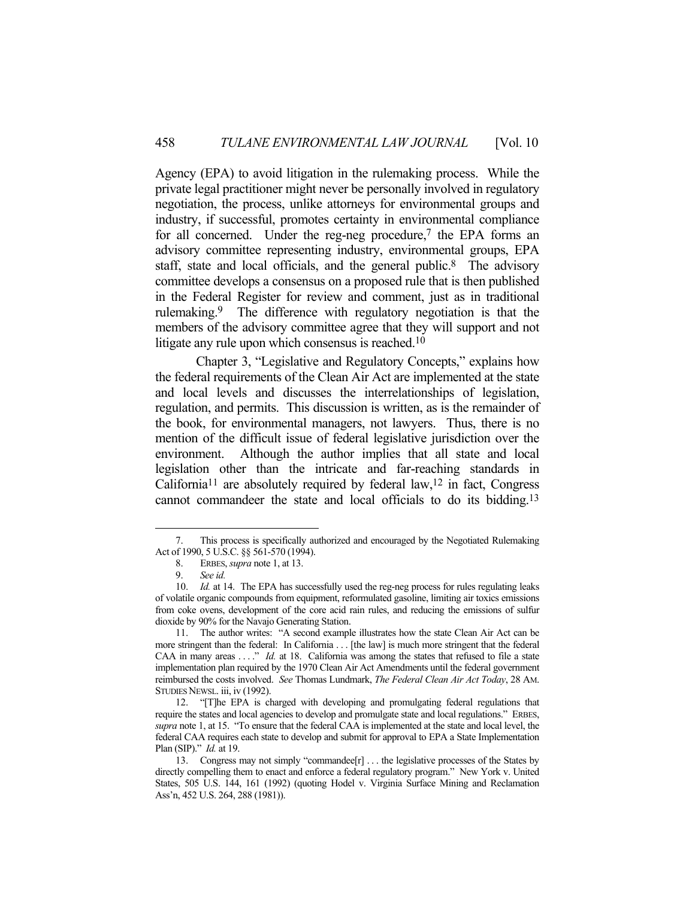Agency (EPA) to avoid litigation in the rulemaking process. While the private legal practitioner might never be personally involved in regulatory negotiation, the process, unlike attorneys for environmental groups and industry, if successful, promotes certainty in environmental compliance for all concerned. Under the reg-neg procedure,[7] the EPA forms an advisory committee representing industry, environmental groups, EPA staff, state and local officials, and the general public.[8] The advisory committee develops a consensus on a proposed rule that is then published in the Federal Register for review and comment, just as in traditional rulemaking.[9] The difference with regulatory negotiation is that the members of the advisory committee agree that they will support and not litigate any rule upon which consensus is reached.[10]

Chapter 3, "Legislative and Regulatory Concepts," explains how the federal requirements of the Clean Air Act are implemented at the state and local levels and discusses the interrelationships of legislation, regulation, and permits. This discussion is written, as is the remainder of the book, for environmental managers, not lawyers. Thus, there is no mention of the difficult issue of federal legislative jurisdiction over the environment. Although the author implies that all state and local legislation other than the intricate and far-reaching standards in California[11] are absolutely required by federal law,[12] in fact, Congress cannot commandeer the state and local officials to do its bidding.[13]

---

7. This process is specifically authorized and encouraged by the Negotiated Rulemaking Act of 1990, 5 U.S.C. §§ 561-570 (1994).

8. ERBES, *supra* note 1, at 13.

9. *See id.*

10. *Id.* at 14. The EPA has successfully used the reg-neg process for rules regulating leaks of volatile organic compounds from equipment, reformulated gasoline, limiting air toxics emissions from coke ovens, development of the core acid rain rules, and reducing the emissions of sulfur dioxide by 90% for the Navajo Generating Station.

11. The author writes: "A second example illustrates how the state Clean Air Act can be more stringent than the federal: In California . . . [the law] is much more stringent that the federal CAA in many areas . . . ." *Id.* at 18. California was among the states that refused to file a state implementation plan required by the 1970 Clean Air Act Amendments until the federal government reimbursed the costs involved. *See* Thomas Lundmark, *The Federal Clean Air Act Today*, 28 AM. STUDIES NEWSL. iii, iv (1992).

12. "[T]he EPA is charged with developing and promulgating federal regulations that require the states and local agencies to develop and promulgate state and local regulations." ERBES, *supra* note 1, at 15. "To ensure that the federal CAA is implemented at the state and local level, the federal CAA requires each state to develop and submit for approval to EPA a State Implementation Plan (SIP)." *Id.* at 19.

13. Congress may not simply "commandee[r] . . . the legislative processes of the States by directly compelling them to enact and enforce a federal regulatory program." New York v. United States, 505 U.S. 144, 161 (1992) (quoting Hodel v. Virginia Surface Mining and Reclamation Ass'n, 452 U.S. 264, 288 (1981)).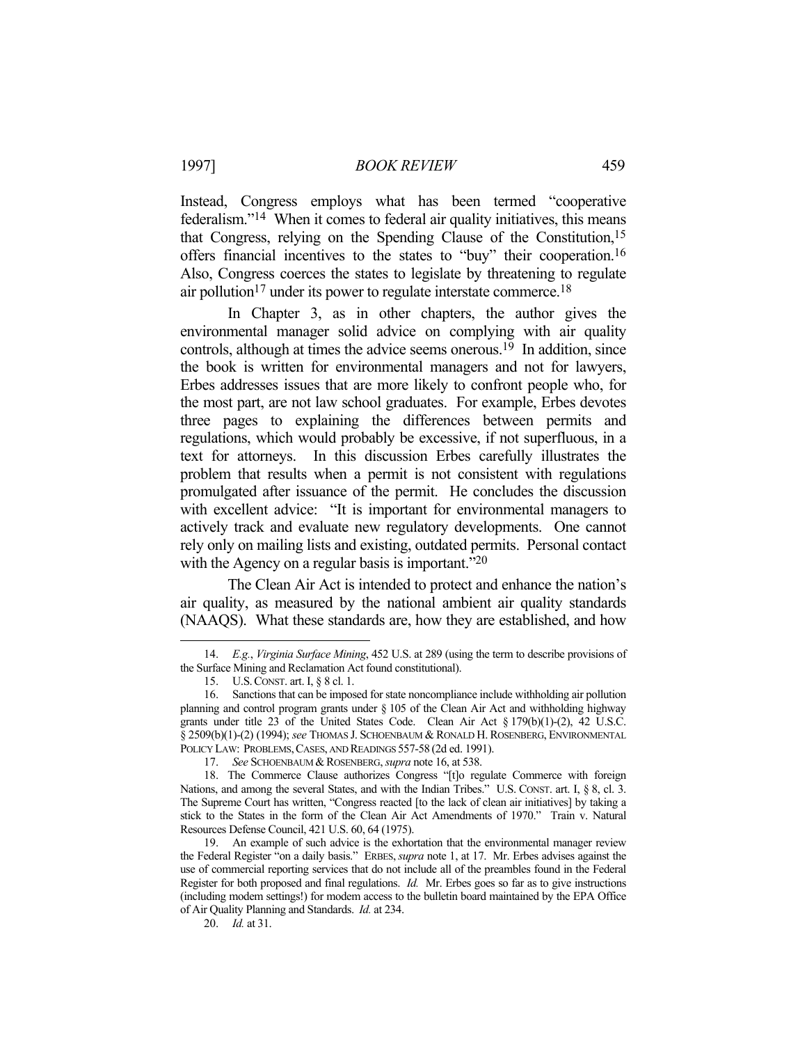Instead, Congress employs what has been termed "cooperative federalism."[14] When it comes to federal air quality initiatives, this means that Congress, relying on the Spending Clause of the Constitution,[15] offers financial incentives to the states to "buy" their cooperation.[16] Also, Congress coerces the states to legislate by threatening to regulate air pollution[17] under its power to regulate interstate commerce.[18]

In Chapter 3, as in other chapters, the author gives the environmental manager solid advice on complying with air quality controls, although at times the advice seems onerous.[19] In addition, since the book is written for environmental managers and not for lawyers, Erbes addresses issues that are more likely to confront people who, for the most part, are not law school graduates. For example, Erbes devotes three pages to explaining the differences between permits and regulations, which would probably be excessive, if not superfluous, in a text for attorneys. In this discussion Erbes carefully illustrates the problem that results when a permit is not consistent with regulations promulgated after issuance of the permit. He concludes the discussion with excellent advice: "It is important for environmental managers to actively track and evaluate new regulatory developments. One cannot rely only on mailing lists and existing, outdated permits. Personal contact with the Agency on a regular basis is important."[20]

The Clean Air Act is intended to protect and enhance the nation's air quality, as measured by the national ambient air quality standards (NAAQS). What these standards are, how they are established, and how

---

14. *E.g.*, *Virginia Surface Mining*, 452 U.S. at 289 (using the term to describe provisions of the Surface Mining and Reclamation Act found constitutional).

15. U.S. CONST. art. I, § 8 cl. 1.

16. Sanctions that can be imposed for state noncompliance include withholding air pollution planning and control program grants under § 105 of the Clean Air Act and withholding highway grants under title 23 of the United States Code. Clean Air Act § 179(b)(1)-(2), 42 U.S.C. § 2509(b)(1)-(2) (1994); *see* THOMAS J. SCHOENBAUM & RONALD H. ROSENBERG, ENVIRONMENTAL POLICY LAW: PROBLEMS, CASES, AND READINGS 557-58 (2d ed. 1991).

17. *See* SCHOENBAUM & ROSENBERG, *supra* note 16, at 538.

18. The Commerce Clause authorizes Congress "[t]o regulate Commerce with foreign Nations, and among the several States, and with the Indian Tribes." U.S. CONST. art. I, § 8, cl. 3. The Supreme Court has written, "Congress reacted [to the lack of clean air initiatives] by taking a stick to the States in the form of the Clean Air Act Amendments of 1970." Train v. Natural Resources Defense Council, 421 U.S. 60, 64 (1975).

19. An example of such advice is the exhortation that the environmental manager review the Federal Register "on a daily basis." ERBES, *supra* note 1, at 17. Mr. Erbes advises against the use of commercial reporting services that do not include all of the preambles found in the Federal Register for both proposed and final regulations. *Id.* Mr. Erbes goes so far as to give instructions (including modem settings!) for modem access to the bulletin board maintained by the EPA Office of Air Quality Planning and Standards. *Id.* at 234.

20. *Id.* at 31.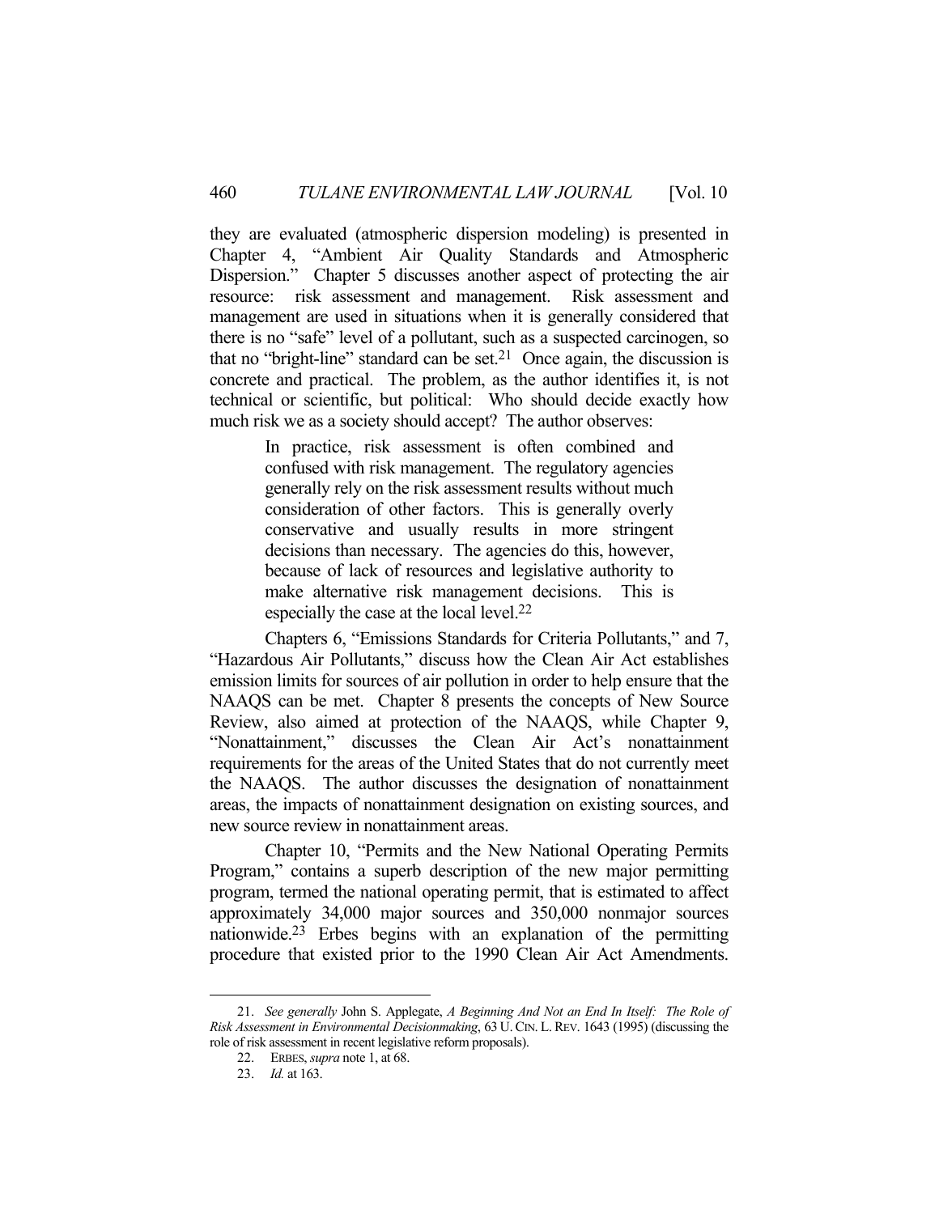they are evaluated (atmospheric dispersion modeling) is presented in Chapter 4, "Ambient Air Quality Standards and Atmospheric Dispersion." Chapter 5 discusses another aspect of protecting the air resource: risk assessment and management. Risk assessment and management are used in situations when it is generally considered that there is no "safe" level of a pollutant, such as a suspected carcinogen, so that no "bright-line" standard can be set.[21] Once again, the discussion is concrete and practical. The problem, as the author identifies it, is not technical or scientific, but political: Who should decide exactly how much risk we as a society should accept? The author observes:

> In practice, risk assessment is often combined and confused with risk management. The regulatory agencies generally rely on the risk assessment results without much consideration of other factors. This is generally overly conservative and usually results in more stringent decisions than necessary. The agencies do this, however, because of lack of resources and legislative authority to make alternative risk management decisions. This is especially the case at the local level.[22]

Chapters 6, "Emissions Standards for Criteria Pollutants," and 7, "Hazardous Air Pollutants," discuss how the Clean Air Act establishes emission limits for sources of air pollution in order to help ensure that the NAAQS can be met. Chapter 8 presents the concepts of New Source Review, also aimed at protection of the NAAQS, while Chapter 9, "Nonattainment," discusses the Clean Air Act's nonattainment requirements for the areas of the United States that do not currently meet the NAAQS. The author discusses the designation of nonattainment areas, the impacts of nonattainment designation on existing sources, and new source review in nonattainment areas.

Chapter 10, "Permits and the New National Operating Permits Program," contains a superb description of the new major permitting program, termed the national operating permit, that is estimated to affect approximately 34,000 major sources and 350,000 nonmajor sources nationwide.[23] Erbes begins with an explanation of the permitting procedure that existed prior to the 1990 Clean Air Act Amendments.

---

21. *See generally* John S. Applegate, *A Beginning And Not an End In Itself: The Role of Risk Assessment in Environmental Decisionmaking*, 63 U. CIN. L. REV. 1643 (1995) (discussing the role of risk assessment in recent legislative reform proposals).

22. ERBES, *supra* note 1, at 68.

23. *Id.* at 163.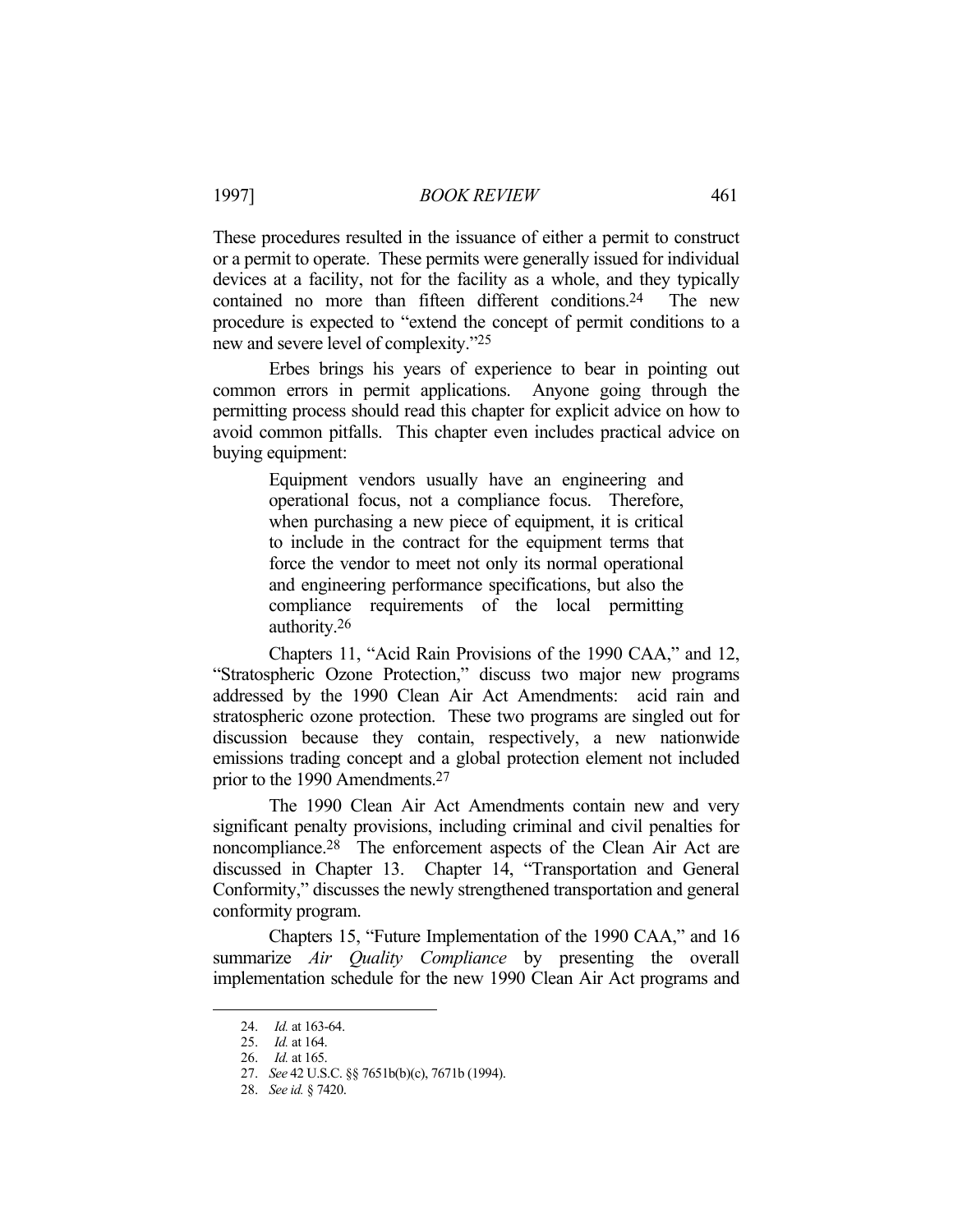These procedures resulted in the issuance of either a permit to construct or a permit to operate. These permits were generally issued for individual devices at a facility, not for the facility as a whole, and they typically contained no more than fifteen different conditions.[24] The new procedure is expected to "extend the concept of permit conditions to a new and severe level of complexity."[25]

Erbes brings his years of experience to bear in pointing out common errors in permit applications. Anyone going through the permitting process should read this chapter for explicit advice on how to avoid common pitfalls. This chapter even includes practical advice on buying equipment:

> Equipment vendors usually have an engineering and operational focus, not a compliance focus. Therefore, when purchasing a new piece of equipment, it is critical to include in the contract for the equipment terms that force the vendor to meet not only its normal operational and engineering performance specifications, but also the compliance requirements of the local permitting authority.[26]

Chapters 11, "Acid Rain Provisions of the 1990 CAA," and 12, "Stratospheric Ozone Protection," discuss two major new programs addressed by the 1990 Clean Air Act Amendments: acid rain and stratospheric ozone protection. These two programs are singled out for discussion because they contain, respectively, a new nationwide emissions trading concept and a global protection element not included prior to the 1990 Amendments.[27]

The 1990 Clean Air Act Amendments contain new and very significant penalty provisions, including criminal and civil penalties for noncompliance.[28] The enforcement aspects of the Clean Air Act are discussed in Chapter 13. Chapter 14, "Transportation and General Conformity," discusses the newly strengthened transportation and general conformity program.

Chapters 15, "Future Implementation of the 1990 CAA," and 16 summarize *Air Quality Compliance* by presenting the overall implementation schedule for the new 1990 Clean Air Act programs and

---

24. *Id.* at 163-64.
25. *Id.* at 164.
26. *Id.* at 165.
27. *See* 42 U.S.C. §§ 7651b(b)(c), 7671b (1994).
28. *See id.* § 7420.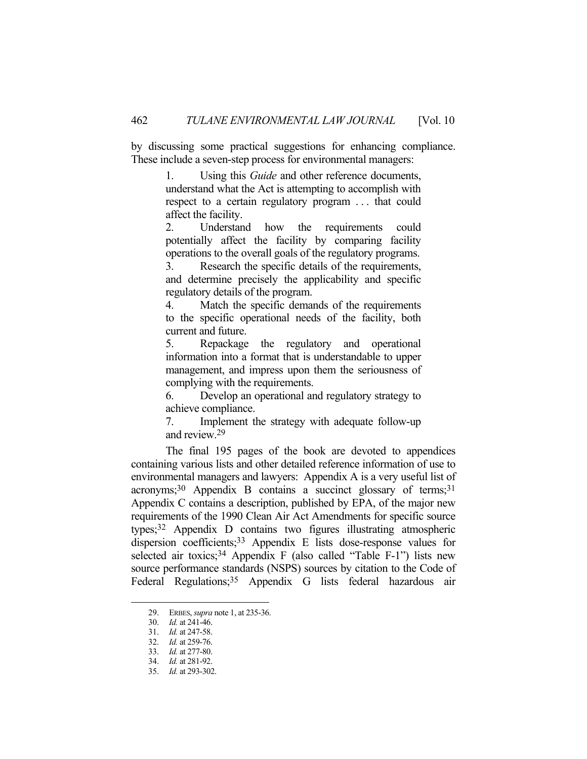by discussing some practical suggestions for enhancing compliance. These include a seven-step process for environmental managers:

> 1. Using this *Guide* and other reference documents, understand what the Act is attempting to accomplish with respect to a certain regulatory program . . . that could affect the facility.
> 2. Understand how the requirements could potentially affect the facility by comparing facility operations to the overall goals of the regulatory programs.
> 3. Research the specific details of the requirements, and determine precisely the applicability and specific regulatory details of the program.
> 4. Match the specific demands of the requirements to the specific operational needs of the facility, both current and future.
> 5. Repackage the regulatory and operational information into a format that is understandable to upper management, and impress upon them the seriousness of complying with the requirements.
> 6. Develop an operational and regulatory strategy to achieve compliance.
> 7. Implement the strategy with adequate follow-up and review.[29]

The final 195 pages of the book are devoted to appendices containing various lists and other detailed reference information of use to environmental managers and lawyers: Appendix A is a very useful list of acronyms;[30] Appendix B contains a succinct glossary of terms;[31] Appendix C contains a description, published by EPA, of the major new requirements of the 1990 Clean Air Act Amendments for specific source types;[32] Appendix D contains two figures illustrating atmospheric dispersion coefficients;[33] Appendix E lists dose-response values for selected air toxics;[34] Appendix F (also called "Table F-1") lists new source performance standards (NSPS) sources by citation to the Code of Federal Regulations;[35] Appendix G lists federal hazardous air

---

29. ERBES, *supra* note 1, at 235-36.
30. *Id.* at 241-46.
31. *Id.* at 247-58.
32. *Id.* at 259-76.
33. *Id.* at 277-80.
34. *Id.* at 281-92.
35. *Id.* at 293-302.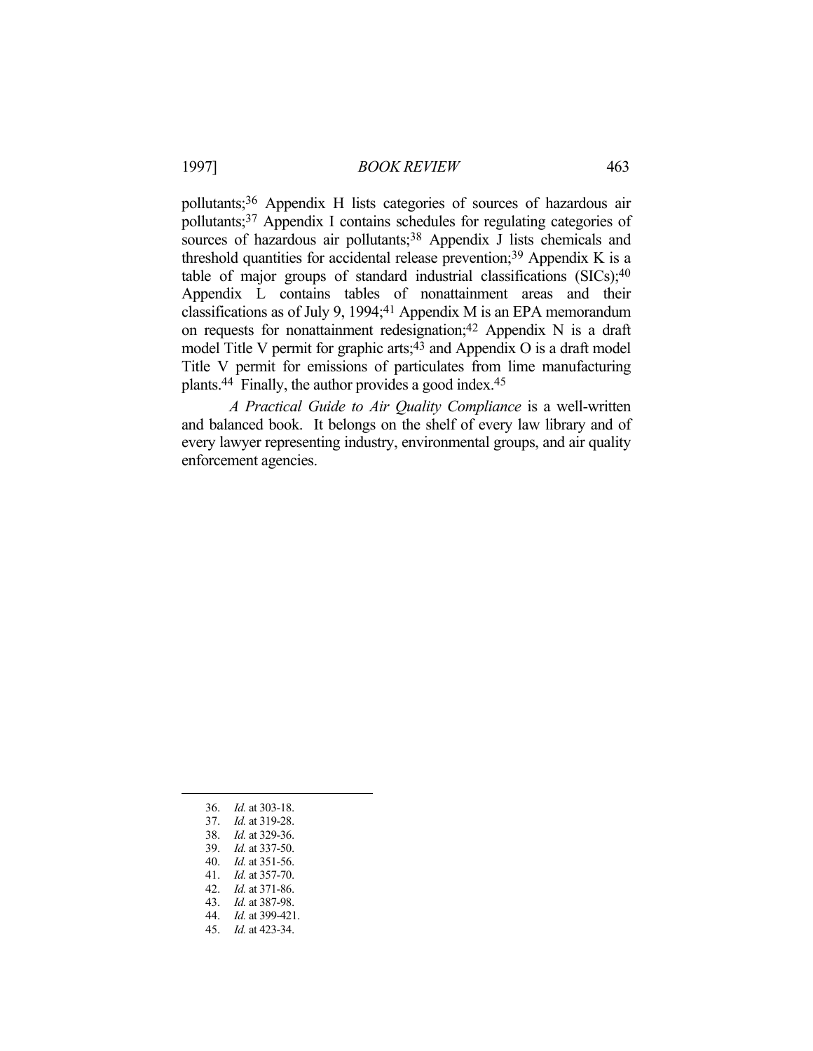pollutants;[36] Appendix H lists categories of sources of hazardous air pollutants;[37] Appendix I contains schedules for regulating categories of sources of hazardous air pollutants;[38] Appendix J lists chemicals and threshold quantities for accidental release prevention;[39] Appendix K is a table of major groups of standard industrial classifications (SICs);[40] Appendix L contains tables of nonattainment areas and their classifications as of July 9, 1994;[41] Appendix M is an EPA memorandum on requests for nonattainment redesignation;[42] Appendix N is a draft model Title V permit for graphic arts;[43] and Appendix O is a draft model Title V permit for emissions of particulates from lime manufacturing plants.[44] Finally, the author provides a good index.[45]

*A Practical Guide to Air Quality Compliance* is a well-written and balanced book. It belongs on the shelf of every law library and of every lawyer representing industry, environmental groups, and air quality enforcement agencies.

---

36. *Id.* at 303-18.
37. *Id.* at 319-28.
38. *Id.* at 329-36.
39. *Id.* at 337-50.
40. *Id.* at 351-56.
41. *Id.* at 357-70.
42. *Id.* at 371-86.
43. *Id.* at 387-98.
44. *Id.* at 399-421.
45. *Id.* at 423-34.